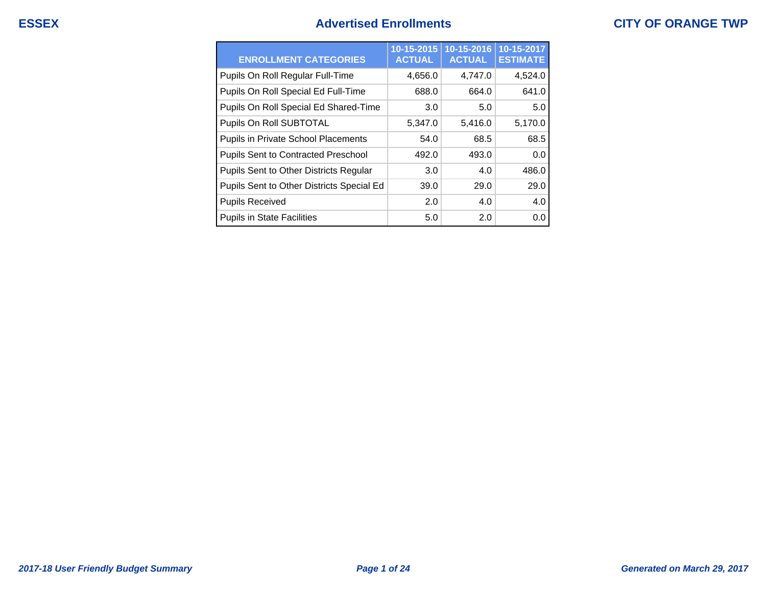# Advertised Enrollments

**ESSEX** — **CITY OF ORANGE TWP**

| ENROLLMENT CATEGORIES | 10-15-2015 ACTUAL | 10-15-2016 ACTUAL | 10-15-2017 ESTIMATE |
|---|---|---|---|
| Pupils On Roll Regular Full-Time | 4,656.0 | 4,747.0 | 4,524.0 |
| Pupils On Roll Special Ed Full-Time | 688.0 | 664.0 | 641.0 |
| Pupils On Roll Special Ed Shared-Time | 3.0 | 5.0 | 5.0 |
| Pupils On Roll SUBTOTAL | 5,347.0 | 5,416.0 | 5,170.0 |
| Pupils in Private School Placements | 54.0 | 68.5 | 68.5 |
| Pupils Sent to Contracted Preschool | 492.0 | 493.0 | 0.0 |
| Pupils Sent to Other Districts Regular | 3.0 | 4.0 | 486.0 |
| Pupils Sent to Other Districts Special Ed | 39.0 | 29.0 | 29.0 |
| Pupils Received | 2.0 | 4.0 | 4.0 |
| Pupils in State Facilities | 5.0 | 2.0 | 0.0 |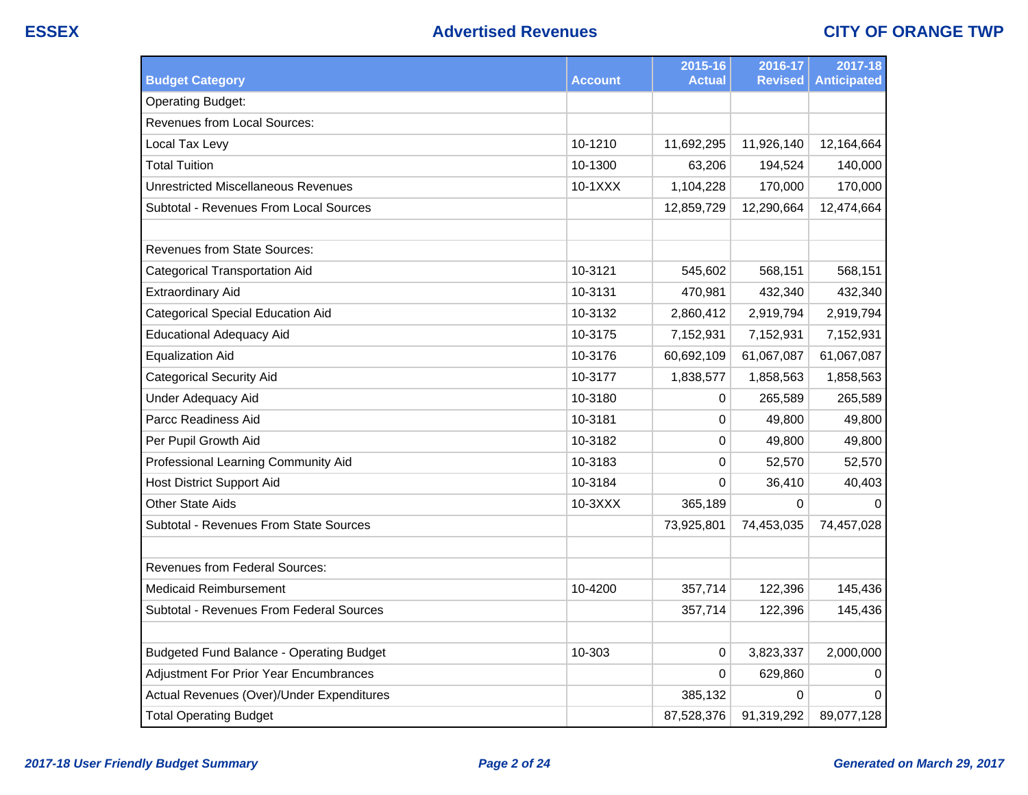| Budget Category | Account | 2015-16 Actual | 2016-17 Revised | 2017-18 Anticipated |
|---|---|---|---|---|
| Operating Budget: | | | | |
| Revenues from Local Sources: | | | | |
| Local Tax Levy | 10-1210 | 11,692,295 | 11,926,140 | 12,164,664 |
| Total Tuition | 10-1300 | 63,206 | 194,524 | 140,000 |
| Unrestricted Miscellaneous Revenues | 10-1XXX | 1,104,228 | 170,000 | 170,000 |
| Subtotal - Revenues From Local Sources | | 12,859,729 | 12,290,664 | 12,474,664 |
| | | | | |
| Revenues from State Sources: | | | | |
| Categorical Transportation Aid | 10-3121 | 545,602 | 568,151 | 568,151 |
| Extraordinary Aid | 10-3131 | 470,981 | 432,340 | 432,340 |
| Categorical Special Education Aid | 10-3132 | 2,860,412 | 2,919,794 | 2,919,794 |
| Educational Adequacy Aid | 10-3175 | 7,152,931 | 7,152,931 | 7,152,931 |
| Equalization Aid | 10-3176 | 60,692,109 | 61,067,087 | 61,067,087 |
| Categorical Security Aid | 10-3177 | 1,838,577 | 1,858,563 | 1,858,563 |
| Under Adequacy Aid | 10-3180 | 0 | 265,589 | 265,589 |
| Parcc Readiness Aid | 10-3181 | 0 | 49,800 | 49,800 |
| Per Pupil Growth Aid | 10-3182 | 0 | 49,800 | 49,800 |
| Professional Learning Community Aid | 10-3183 | 0 | 52,570 | 52,570 |
| Host District Support Aid | 10-3184 | 0 | 36,410 | 40,403 |
| Other State Aids | 10-3XXX | 365,189 | 0 | 0 |
| Subtotal - Revenues From State Sources | | 73,925,801 | 74,453,035 | 74,457,028 |
| | | | | |
| Revenues from Federal Sources: | | | | |
| Medicaid Reimbursement | 10-4200 | 357,714 | 122,396 | 145,436 |
| Subtotal - Revenues From Federal Sources | | 357,714 | 122,396 | 145,436 |
| | | | | |
| Budgeted Fund Balance - Operating Budget | 10-303 | 0 | 3,823,337 | 2,000,000 |
| Adjustment For Prior Year Encumbrances | | 0 | 629,860 | 0 |
| Actual Revenues (Over)/Under Expenditures | | 385,132 | 0 | 0 |
| Total Operating Budget | | 87,528,376 | 91,319,292 | 89,077,128 |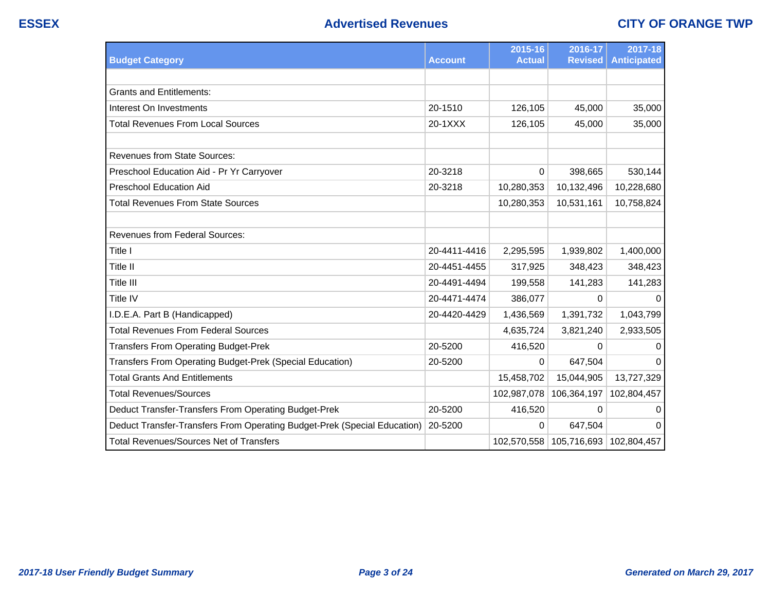## Advertised Revenues

| Budget Category | Account | 2015-16 Actual | 2016-17 Revised | 2017-18 Anticipated |
|---|---|---|---|---|
| | | | | |
| Grants and Entitlements: | | | | |
| Interest On Investments | 20-1510 | 126,105 | 45,000 | 35,000 |
| Total Revenues From Local Sources | 20-1XXX | 126,105 | 45,000 | 35,000 |
| | | | | |
| Revenues from State Sources: | | | | |
| Preschool Education Aid - Pr Yr Carryover | 20-3218 | 0 | 398,665 | 530,144 |
| Preschool Education Aid | 20-3218 | 10,280,353 | 10,132,496 | 10,228,680 |
| Total Revenues From State Sources | | 10,280,353 | 10,531,161 | 10,758,824 |
| | | | | |
| Revenues from Federal Sources: | | | | |
| Title I | 20-4411-4416 | 2,295,595 | 1,939,802 | 1,400,000 |
| Title II | 20-4451-4455 | 317,925 | 348,423 | 348,423 |
| Title III | 20-4491-4494 | 199,558 | 141,283 | 141,283 |
| Title IV | 20-4471-4474 | 386,077 | 0 | 0 |
| I.D.E.A. Part B (Handicapped) | 20-4420-4429 | 1,436,569 | 1,391,732 | 1,043,799 |
| Total Revenues From Federal Sources | | 4,635,724 | 3,821,240 | 2,933,505 |
| Transfers From Operating Budget-Prek | 20-5200 | 416,520 | 0 | 0 |
| Transfers From Operating Budget-Prek (Special Education) | 20-5200 | 0 | 647,504 | 0 |
| Total Grants And Entitlements | | 15,458,702 | 15,044,905 | 13,727,329 |
| Total Revenues/Sources | | 102,987,078 | 106,364,197 | 102,804,457 |
| Deduct Transfer-Transfers From Operating Budget-Prek | 20-5200 | 416,520 | 0 | 0 |
| Deduct Transfer-Transfers From Operating Budget-Prek (Special Education) | 20-5200 | 0 | 647,504 | 0 |
| Total Revenues/Sources Net of Transfers | | 102,570,558 | 105,716,693 | 102,804,457 |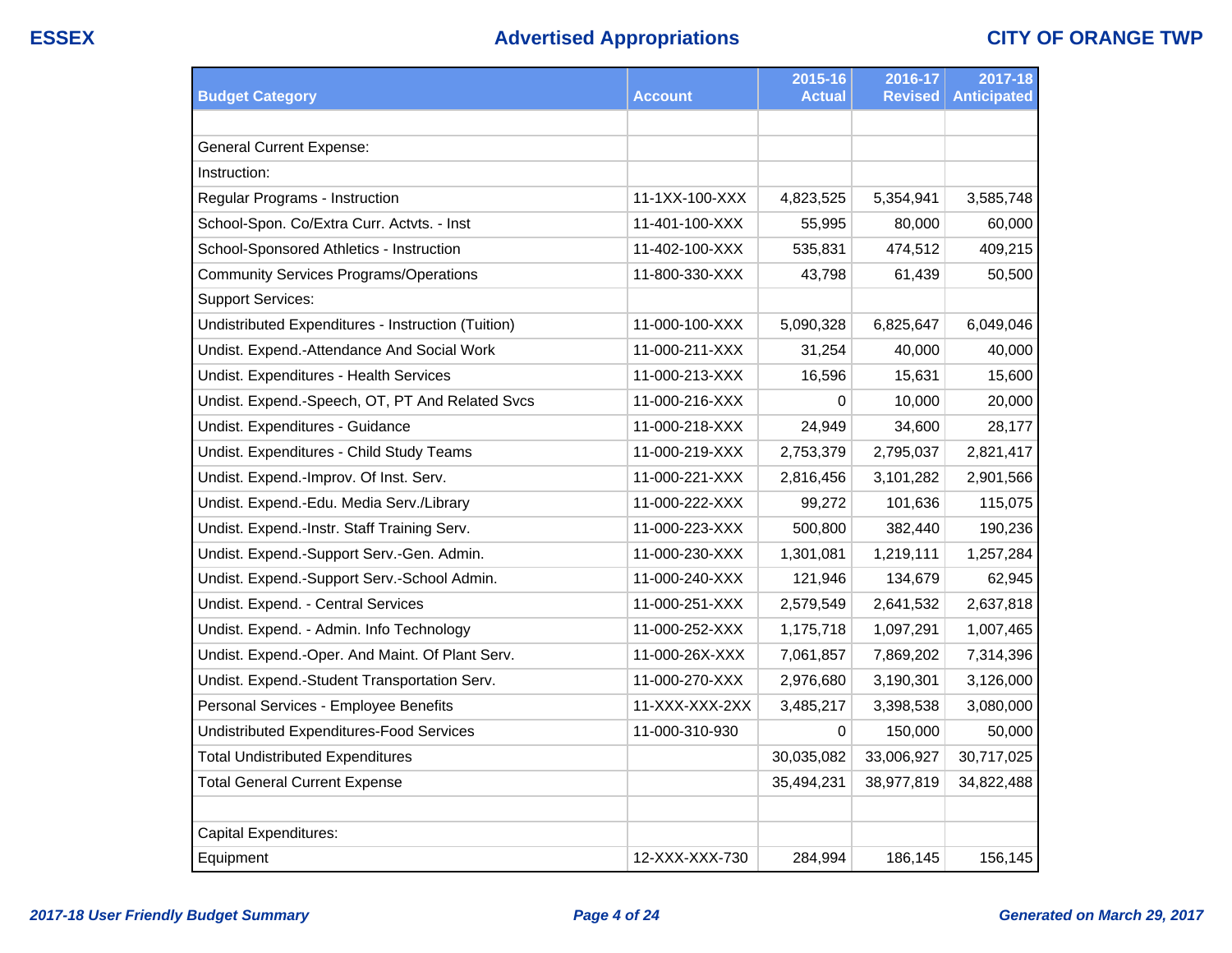# Advertised Appropriations

| Budget Category | Account | 2015-16 Actual | 2016-17 Revised | 2017-18 Anticipated |
|---|---|---|---|---|
| | | | | |
| General Current Expense: | | | | |
| Instruction: | | | | |
| Regular Programs - Instruction | 11-1XX-100-XXX | 4,823,525 | 5,354,941 | 3,585,748 |
| School-Spon. Co/Extra Curr. Actvts. - Inst | 11-401-100-XXX | 55,995 | 80,000 | 60,000 |
| School-Sponsored Athletics - Instruction | 11-402-100-XXX | 535,831 | 474,512 | 409,215 |
| Community Services Programs/Operations | 11-800-330-XXX | 43,798 | 61,439 | 50,500 |
| Support Services: | | | | |
| Undistributed Expenditures - Instruction (Tuition) | 11-000-100-XXX | 5,090,328 | 6,825,647 | 6,049,046 |
| Undist. Expend.-Attendance And Social Work | 11-000-211-XXX | 31,254 | 40,000 | 40,000 |
| Undist. Expenditures - Health Services | 11-000-213-XXX | 16,596 | 15,631 | 15,600 |
| Undist. Expend.-Speech, OT, PT And Related Svcs | 11-000-216-XXX | 0 | 10,000 | 20,000 |
| Undist. Expenditures - Guidance | 11-000-218-XXX | 24,949 | 34,600 | 28,177 |
| Undist. Expenditures - Child Study Teams | 11-000-219-XXX | 2,753,379 | 2,795,037 | 2,821,417 |
| Undist. Expend.-Improv. Of Inst. Serv. | 11-000-221-XXX | 2,816,456 | 3,101,282 | 2,901,566 |
| Undist. Expend.-Edu. Media Serv./Library | 11-000-222-XXX | 99,272 | 101,636 | 115,075 |
| Undist. Expend.-Instr. Staff Training Serv. | 11-000-223-XXX | 500,800 | 382,440 | 190,236 |
| Undist. Expend.-Support Serv.-Gen. Admin. | 11-000-230-XXX | 1,301,081 | 1,219,111 | 1,257,284 |
| Undist. Expend.-Support Serv.-School Admin. | 11-000-240-XXX | 121,946 | 134,679 | 62,945 |
| Undist. Expend. - Central Services | 11-000-251-XXX | 2,579,549 | 2,641,532 | 2,637,818 |
| Undist. Expend. - Admin. Info Technology | 11-000-252-XXX | 1,175,718 | 1,097,291 | 1,007,465 |
| Undist. Expend.-Oper. And Maint. Of Plant Serv. | 11-000-26X-XXX | 7,061,857 | 7,869,202 | 7,314,396 |
| Undist. Expend.-Student Transportation Serv. | 11-000-270-XXX | 2,976,680 | 3,190,301 | 3,126,000 |
| Personal Services - Employee Benefits | 11-XXX-XXX-2XX | 3,485,217 | 3,398,538 | 3,080,000 |
| Undistributed Expenditures-Food Services | 11-000-310-930 | 0 | 150,000 | 50,000 |
| Total Undistributed Expenditures | | 30,035,082 | 33,006,927 | 30,717,025 |
| Total General Current Expense | | 35,494,231 | 38,977,819 | 34,822,488 |
| | | | | |
| Capital Expenditures: | | | | |
| Equipment | 12-XXX-XXX-730 | 284,994 | 186,145 | 156,145 |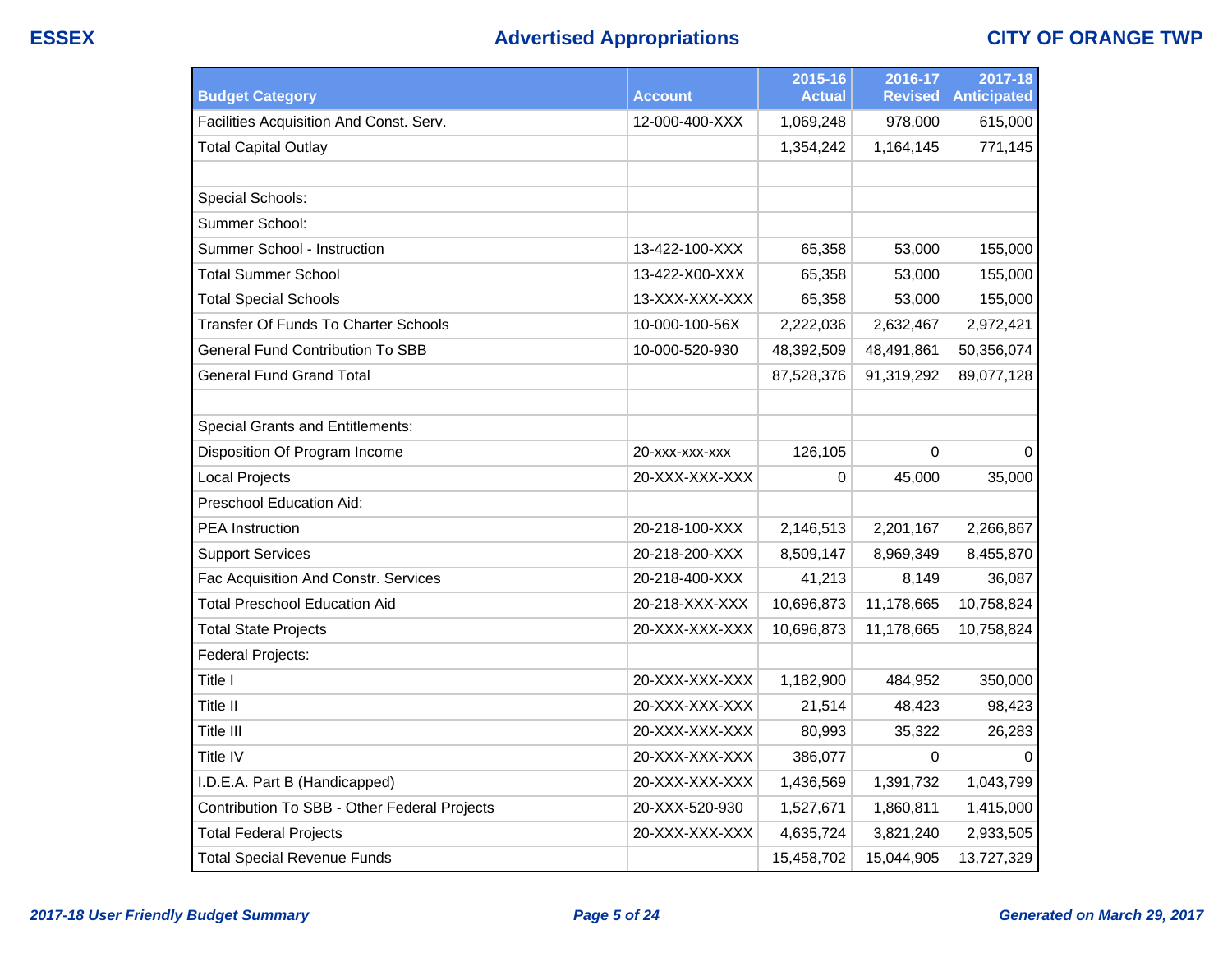| Budget Category | Account | 2015-16 Actual | 2016-17 Revised | 2017-18 Anticipated |
|---|---|---|---|---|
| Facilities Acquisition And Const. Serv. | 12-000-400-XXX | 1,069,248 | 978,000 | 615,000 |
| Total Capital Outlay | | 1,354,242 | 1,164,145 | 771,145 |
| | | | | |
| Special Schools: | | | | |
| Summer School: | | | | |
| Summer School - Instruction | 13-422-100-XXX | 65,358 | 53,000 | 155,000 |
| Total Summer School | 13-422-X00-XXX | 65,358 | 53,000 | 155,000 |
| Total Special Schools | 13-XXX-XXX-XXX | 65,358 | 53,000 | 155,000 |
| Transfer Of Funds To Charter Schools | 10-000-100-56X | 2,222,036 | 2,632,467 | 2,972,421 |
| General Fund Contribution To SBB | 10-000-520-930 | 48,392,509 | 48,491,861 | 50,356,074 |
| General Fund Grand Total | | 87,528,376 | 91,319,292 | 89,077,128 |
| | | | | |
| Special Grants and Entitlements: | | | | |
| Disposition Of Program Income | 20-xxx-xxx-xxx | 126,105 | 0 | 0 |
| Local Projects | 20-XXX-XXX-XXX | 0 | 45,000 | 35,000 |
| Preschool Education Aid: | | | | |
| PEA Instruction | 20-218-100-XXX | 2,146,513 | 2,201,167 | 2,266,867 |
| Support Services | 20-218-200-XXX | 8,509,147 | 8,969,349 | 8,455,870 |
| Fac Acquisition And Constr. Services | 20-218-400-XXX | 41,213 | 8,149 | 36,087 |
| Total Preschool Education Aid | 20-218-XXX-XXX | 10,696,873 | 11,178,665 | 10,758,824 |
| Total State Projects | 20-XXX-XXX-XXX | 10,696,873 | 11,178,665 | 10,758,824 |
| Federal Projects: | | | | |
| Title I | 20-XXX-XXX-XXX | 1,182,900 | 484,952 | 350,000 |
| Title II | 20-XXX-XXX-XXX | 21,514 | 48,423 | 98,423 |
| Title III | 20-XXX-XXX-XXX | 80,993 | 35,322 | 26,283 |
| Title IV | 20-XXX-XXX-XXX | 386,077 | 0 | 0 |
| I.D.E.A. Part B (Handicapped) | 20-XXX-XXX-XXX | 1,436,569 | 1,391,732 | 1,043,799 |
| Contribution To SBB - Other Federal Projects | 20-XXX-520-930 | 1,527,671 | 1,860,811 | 1,415,000 |
| Total Federal Projects | 20-XXX-XXX-XXX | 4,635,724 | 3,821,240 | 2,933,505 |
| Total Special Revenue Funds | | 15,458,702 | 15,044,905 | 13,727,329 |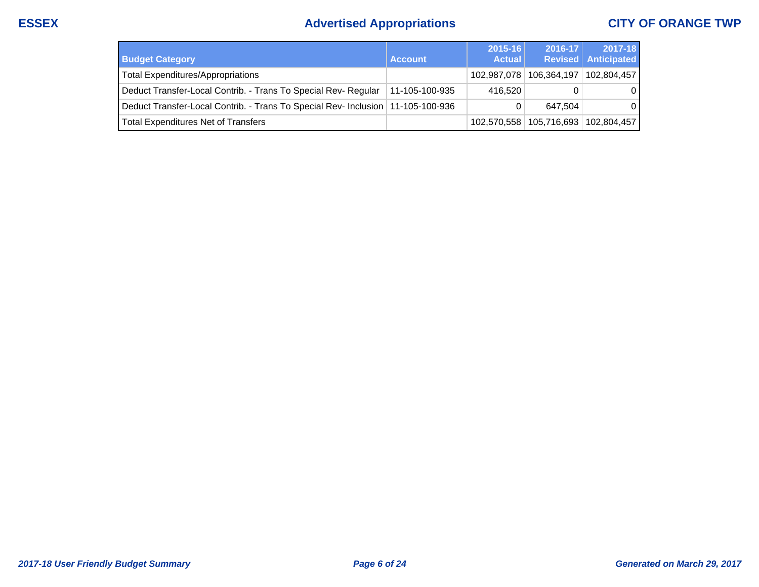# Advertised Appropriations

| Budget Category | Account | 2015-16 Actual | 2016-17 Revised | 2017-18 Anticipated |
|---|---|---|---|---|
| Total Expenditures/Appropriations | | 102,987,078 | 106,364,197 | 102,804,457 |
| Deduct Transfer-Local Contrib. - Trans To Special Rev- Regular | 11-105-100-935 | 416,520 | 0 | 0 |
| Deduct Transfer-Local Contrib. - Trans To Special Rev- Inclusion | 11-105-100-936 | 0 | 647,504 | 0 |
| Total Expenditures Net of Transfers | | 102,570,558 | 105,716,693 | 102,804,457 |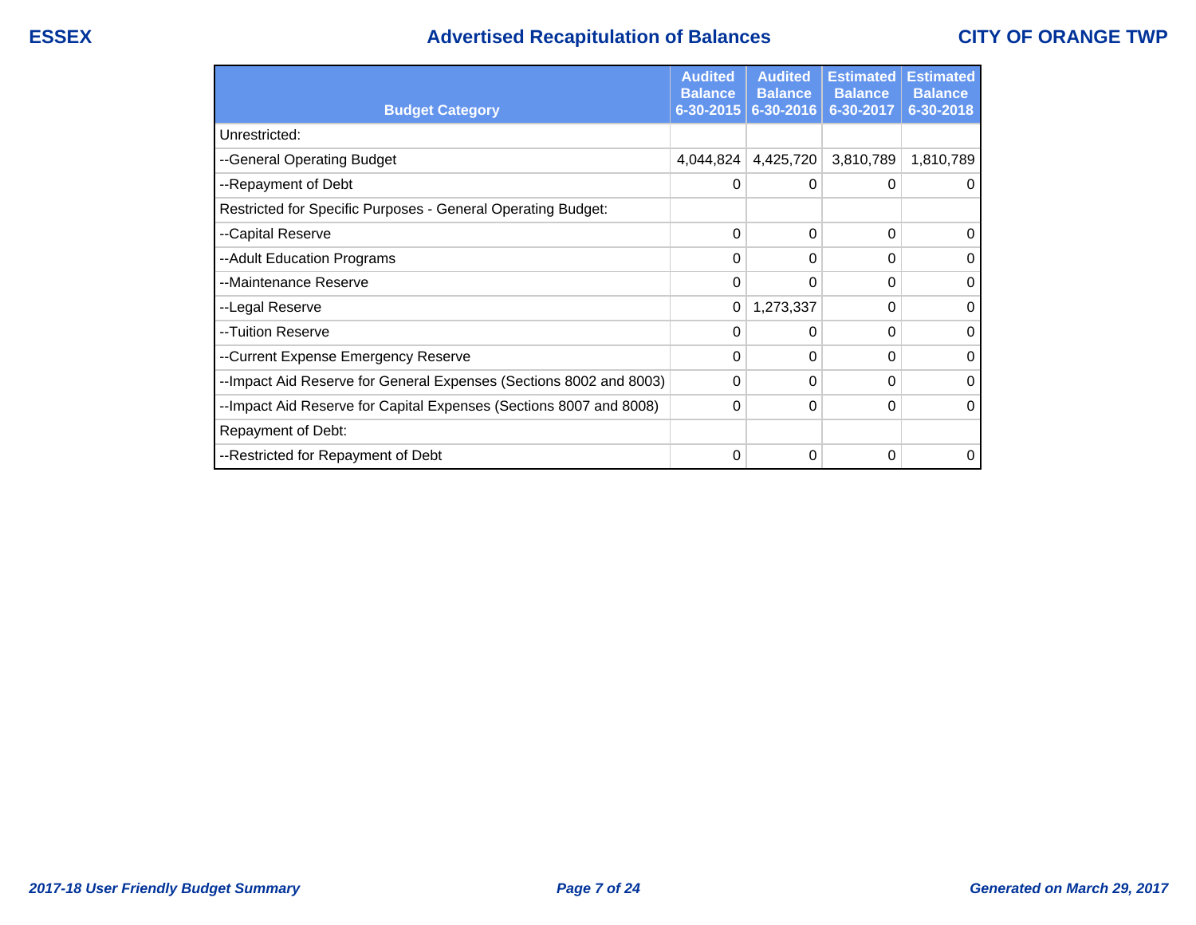# Advertised Recapitulation of Balances

| Budget Category | Audited Balance 6-30-2015 | Audited Balance 6-30-2016 | Estimated Balance 6-30-2017 | Estimated Balance 6-30-2018 |
|---|---|---|---|---|
| Unrestricted: | | | | |
| --General Operating Budget | 4,044,824 | 4,425,720 | 3,810,789 | 1,810,789 |
| --Repayment of Debt | 0 | 0 | 0 | 0 |
| Restricted for Specific Purposes - General Operating Budget: | | | | |
| --Capital Reserve | 0 | 0 | 0 | 0 |
| --Adult Education Programs | 0 | 0 | 0 | 0 |
| --Maintenance Reserve | 0 | 0 | 0 | 0 |
| --Legal Reserve | 0 | 1,273,337 | 0 | 0 |
| --Tuition Reserve | 0 | 0 | 0 | 0 |
| --Current Expense Emergency Reserve | 0 | 0 | 0 | 0 |
| --Impact Aid Reserve for General Expenses (Sections 8002 and 8003) | 0 | 0 | 0 | 0 |
| --Impact Aid Reserve for Capital Expenses (Sections 8007 and 8008) | 0 | 0 | 0 | 0 |
| Repayment of Debt: | | | | |
| --Restricted for Repayment of Debt | 0 | 0 | 0 | 0 |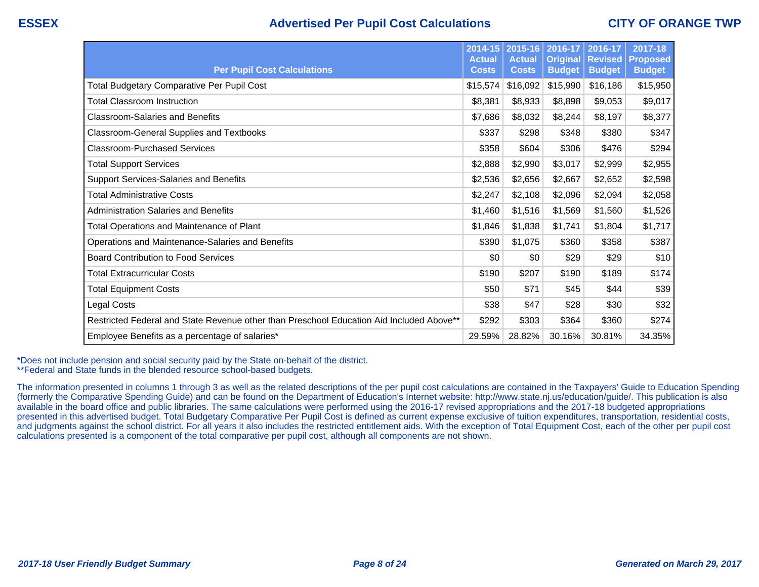# ESSEX — Advertised Per Pupil Cost Calculations — CITY OF ORANGE TWP

| Per Pupil Cost Calculations | 2014-15 Actual Costs | 2015-16 Actual Costs | 2016-17 Original Budget | 2016-17 Revised Budget | 2017-18 Proposed Budget |
|---|---|---|---|---|---|
| Total Budgetary Comparative Per Pupil Cost | $15,574 | $16,092 | $15,990 | $16,186 | $15,950 |
| Total Classroom Instruction | $8,381 | $8,933 | $8,898 | $9,053 | $9,017 |
| Classroom-Salaries and Benefits | $7,686 | $8,032 | $8,244 | $8,197 | $8,377 |
| Classroom-General Supplies and Textbooks | $337 | $298 | $348 | $380 | $347 |
| Classroom-Purchased Services | $358 | $604 | $306 | $476 | $294 |
| Total Support Services | $2,888 | $2,990 | $3,017 | $2,999 | $2,955 |
| Support Services-Salaries and Benefits | $2,536 | $2,656 | $2,667 | $2,652 | $2,598 |
| Total Administrative Costs | $2,247 | $2,108 | $2,096 | $2,094 | $2,058 |
| Administration Salaries and Benefits | $1,460 | $1,516 | $1,569 | $1,560 | $1,526 |
| Total Operations and Maintenance of Plant | $1,846 | $1,838 | $1,741 | $1,804 | $1,717 |
| Operations and Maintenance-Salaries and Benefits | $390 | $1,075 | $360 | $358 | $387 |
| Board Contribution to Food Services | $0 | $0 | $29 | $29 | $10 |
| Total Extracurricular Costs | $190 | $207 | $190 | $189 | $174 |
| Total Equipment Costs | $50 | $71 | $45 | $44 | $39 |
| Legal Costs | $38 | $47 | $28 | $30 | $32 |
| Restricted Federal and State Revenue other than Preschool Education Aid Included Above** | $292 | $303 | $364 | $360 | $274 |
| Employee Benefits as a percentage of salaries* | 29.59% | 28.82% | 30.16% | 30.81% | 34.35% |

*Does not include pension and social security paid by the State on-behalf of the district.
**Federal and State funds in the blended resource school-based budgets.

The information presented in columns 1 through 3 as well as the related descriptions of the per pupil cost calculations are contained in the Taxpayers' Guide to Education Spending (formerly the Comparative Spending Guide) and can be found on the Department of Education's Internet website: http://www.state.nj.us/education/guide/. This publication is also available in the board office and public libraries. The same calculations were performed using the 2016-17 revised appropriations and the 2017-18 budgeted appropriations presented in this advertised budget. Total Budgetary Comparative Per Pupil Cost is defined as current expense exclusive of tuition expenditures, transportation, residential costs, and judgments against the school district. For all years it also includes the restricted entitlement aids. With the exception of Total Equipment Cost, each of the other per pupil cost calculations presented is a component of the total comparative per pupil cost, although all components are not shown.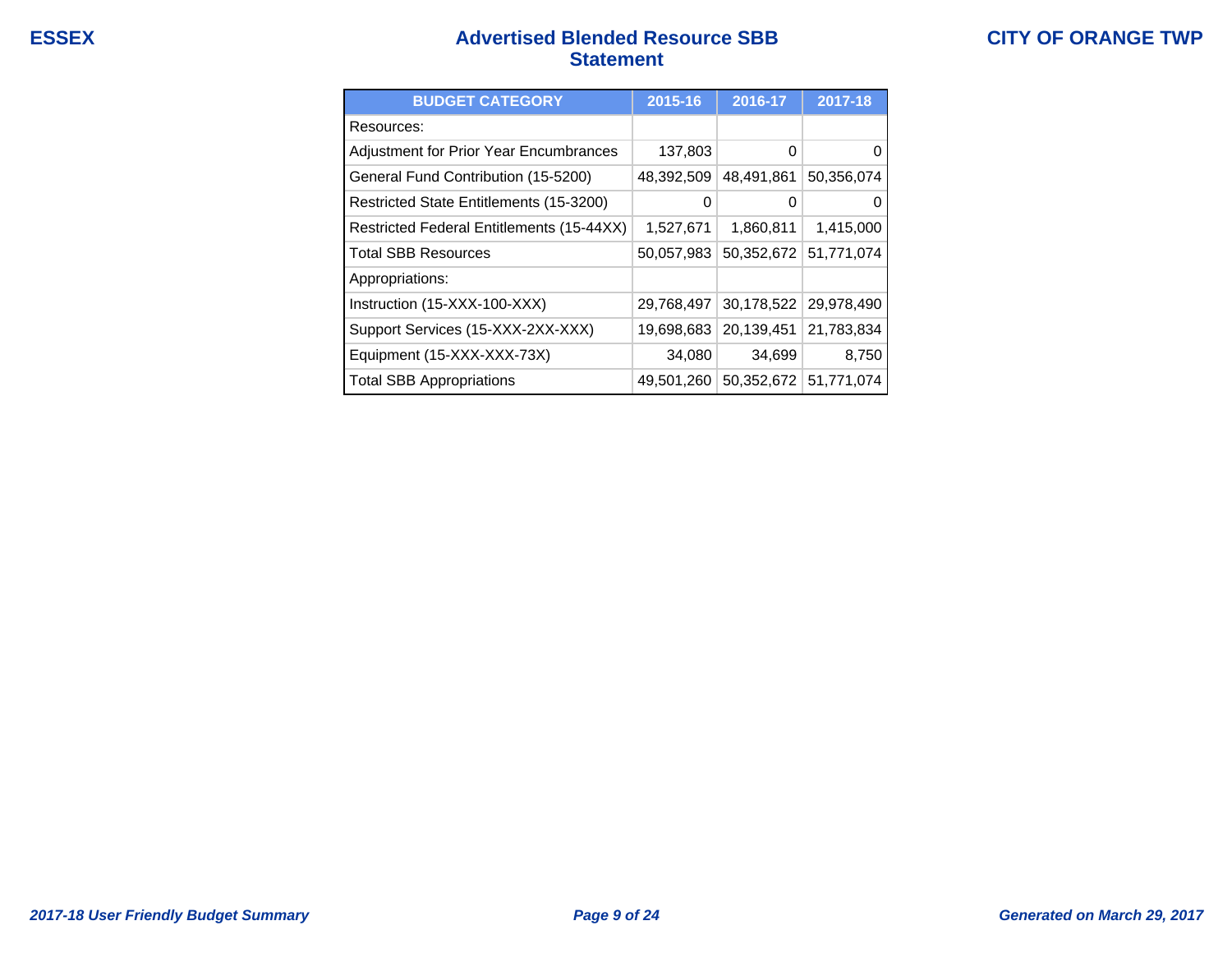ESSEX

# Advertised Blended Resource SBB Statement

CITY OF ORANGE TWP

| BUDGET CATEGORY | 2015-16 | 2016-17 | 2017-18 |
|---|---|---|---|
| Resources: | | | |
| Adjustment for Prior Year Encumbrances | 137,803 | 0 | 0 |
| General Fund Contribution (15-5200) | 48,392,509 | 48,491,861 | 50,356,074 |
| Restricted State Entitlements (15-3200) | 0 | 0 | 0 |
| Restricted Federal Entitlements (15-44XX) | 1,527,671 | 1,860,811 | 1,415,000 |
| Total SBB Resources | 50,057,983 | 50,352,672 | 51,771,074 |
| Appropriations: | | | |
| Instruction (15-XXX-100-XXX) | 29,768,497 | 30,178,522 | 29,978,490 |
| Support Services (15-XXX-2XX-XXX) | 19,698,683 | 20,139,451 | 21,783,834 |
| Equipment (15-XXX-XXX-73X) | 34,080 | 34,699 | 8,750 |
| Total SBB Appropriations | 49,501,260 | 50,352,672 | 51,771,074 |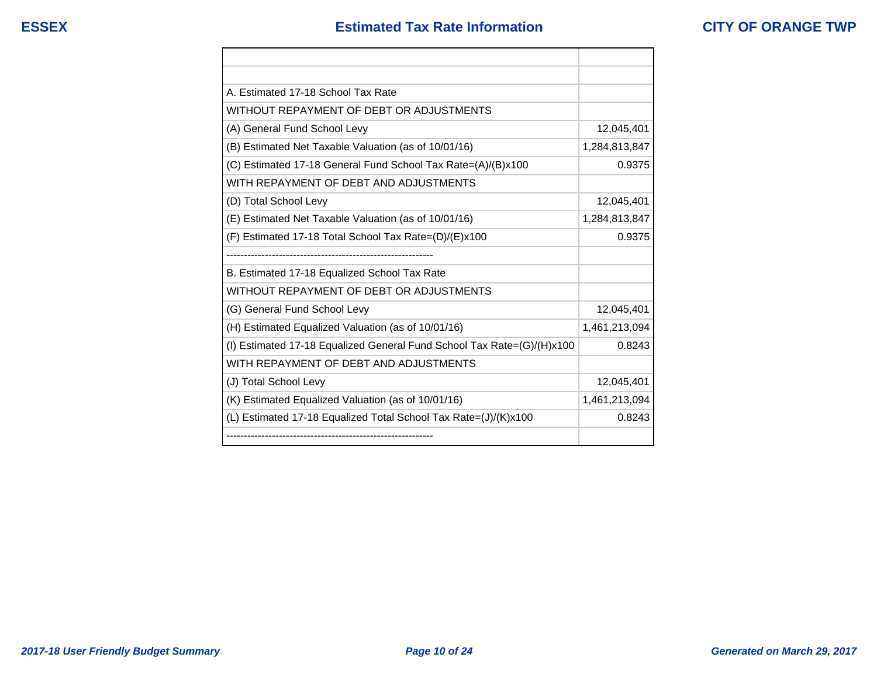# Estimated Tax Rate Information

| | |
|---|---|
| | |
| A. Estimated 17-18 School Tax Rate | |
| WITHOUT REPAYMENT OF DEBT OR ADJUSTMENTS | |
| (A) General Fund School Levy | 12,045,401 |
| (B) Estimated Net Taxable Valuation (as of 10/01/16) | 1,284,813,847 |
| (C) Estimated 17-18 General Fund School Tax Rate=(A)/(B)x100 | 0.9375 |
| WITH REPAYMENT OF DEBT AND ADJUSTMENTS | |
| (D) Total School Levy | 12,045,401 |
| (E) Estimated Net Taxable Valuation (as of 10/01/16) | 1,284,813,847 |
| (F) Estimated 17-18 Total School Tax Rate=(D)/(E)x100 | 0.9375 |
| ----------------------------------------------------------- | |
| B. Estimated 17-18 Equalized School Tax Rate | |
| WITHOUT REPAYMENT OF DEBT OR ADJUSTMENTS | |
| (G) General Fund School Levy | 12,045,401 |
| (H) Estimated Equalized Valuation (as of 10/01/16) | 1,461,213,094 |
| (I) Estimated 17-18 Equalized General Fund School Tax Rate=(G)/(H)x100 | 0.8243 |
| WITH REPAYMENT OF DEBT AND ADJUSTMENTS | |
| (J) Total School Levy | 12,045,401 |
| (K) Estimated Equalized Valuation (as of 10/01/16) | 1,461,213,094 |
| (L) Estimated 17-18 Equalized Total School Tax Rate=(J)/(K)x100 | 0.8243 |
| ----------------------------------------------------------- | |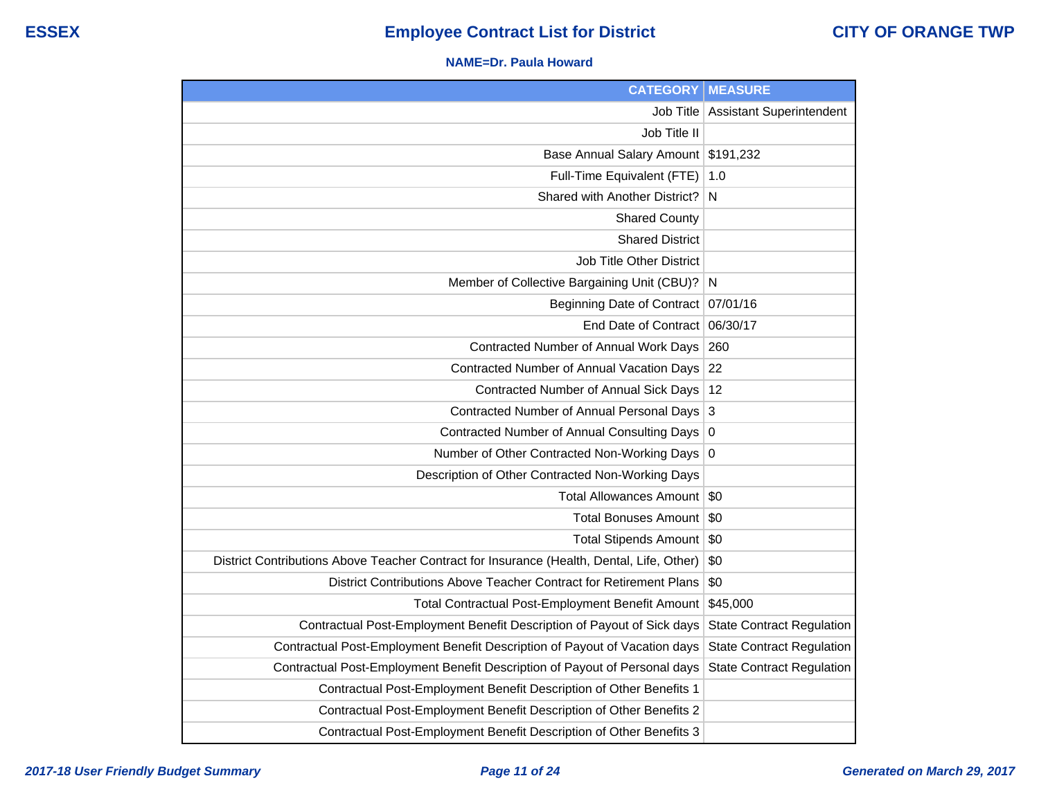## Employee Contract List for District

**NAME=Dr. Paula Howard**

| CATEGORY | MEASURE |
|---|---|
| Job Title | Assistant Superintendent |
| Job Title II | |
| Base Annual Salary Amount | $191,232 |
| Full-Time Equivalent (FTE) | 1.0 |
| Shared with Another District? | N |
| Shared County | |
| Shared District | |
| Job Title Other District | |
| Member of Collective Bargaining Unit (CBU)? | N |
| Beginning Date of Contract | 07/01/16 |
| End Date of Contract | 06/30/17 |
| Contracted Number of Annual Work Days | 260 |
| Contracted Number of Annual Vacation Days | 22 |
| Contracted Number of Annual Sick Days | 12 |
| Contracted Number of Annual Personal Days | 3 |
| Contracted Number of Annual Consulting Days | 0 |
| Number of Other Contracted Non-Working Days | 0 |
| Description of Other Contracted Non-Working Days | |
| Total Allowances Amount | $0 |
| Total Bonuses Amount | $0 |
| Total Stipends Amount | $0 |
| District Contributions Above Teacher Contract for Insurance (Health, Dental, Life, Other) | $0 |
| District Contributions Above Teacher Contract for Retirement Plans | $0 |
| Total Contractual Post-Employment Benefit Amount | $45,000 |
| Contractual Post-Employment Benefit Description of Payout of Sick days | State Contract Regulation |
| Contractual Post-Employment Benefit Description of Payout of Vacation days | State Contract Regulation |
| Contractual Post-Employment Benefit Description of Payout of Personal days | State Contract Regulation |
| Contractual Post-Employment Benefit Description of Other Benefits 1 | |
| Contractual Post-Employment Benefit Description of Other Benefits 2 | |
| Contractual Post-Employment Benefit Description of Other Benefits 3 | |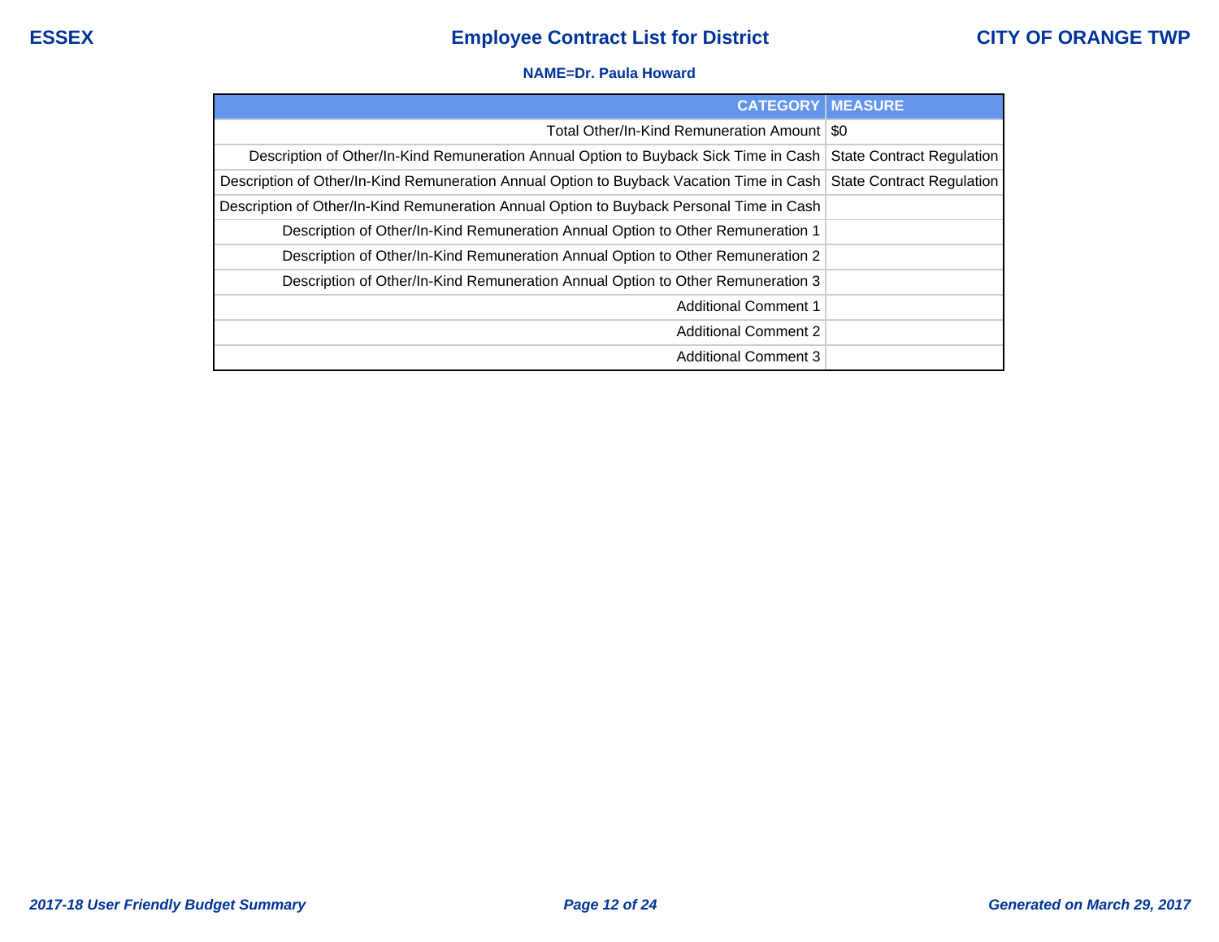**NAME=Dr. Paula Howard**

| CATEGORY | MEASURE |
|---|---|
| Total Other/In-Kind Remuneration Amount | $0 |
| Description of Other/In-Kind Remuneration Annual Option to Buyback Sick Time in Cash | State Contract Regulation |
| Description of Other/In-Kind Remuneration Annual Option to Buyback Vacation Time in Cash | State Contract Regulation |
| Description of Other/In-Kind Remuneration Annual Option to Buyback Personal Time in Cash | |
| Description of Other/In-Kind Remuneration Annual Option to Other Remuneration 1 | |
| Description of Other/In-Kind Remuneration Annual Option to Other Remuneration 2 | |
| Description of Other/In-Kind Remuneration Annual Option to Other Remuneration 3 | |
| Additional Comment 1 | |
| Additional Comment 2 | |
| Additional Comment 3 | |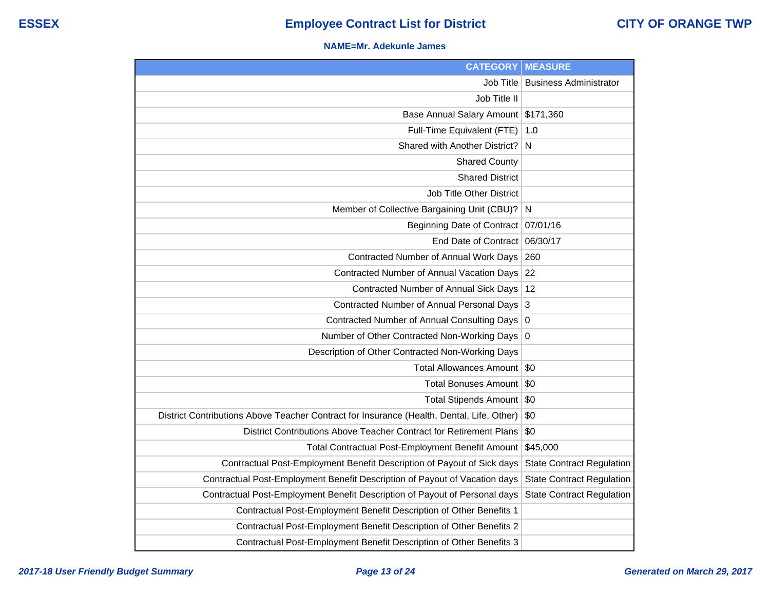ESSEX

# Employee Contract List for District

CITY OF ORANGE TWP

**NAME=Mr. Adekunle James**

| CATEGORY | MEASURE |
|---|---|
| Job Title | Business Administrator |
| Job Title II | |
| Base Annual Salary Amount | $171,360 |
| Full-Time Equivalent (FTE) | 1.0 |
| Shared with Another District? | N |
| Shared County | |
| Shared District | |
| Job Title Other District | |
| Member of Collective Bargaining Unit (CBU)? | N |
| Beginning Date of Contract | 07/01/16 |
| End Date of Contract | 06/30/17 |
| Contracted Number of Annual Work Days | 260 |
| Contracted Number of Annual Vacation Days | 22 |
| Contracted Number of Annual Sick Days | 12 |
| Contracted Number of Annual Personal Days | 3 |
| Contracted Number of Annual Consulting Days | 0 |
| Number of Other Contracted Non-Working Days | 0 |
| Description of Other Contracted Non-Working Days | |
| Total Allowances Amount | $0 |
| Total Bonuses Amount | $0 |
| Total Stipends Amount | $0 |
| District Contributions Above Teacher Contract for Insurance (Health, Dental, Life, Other) | $0 |
| District Contributions Above Teacher Contract for Retirement Plans | $0 |
| Total Contractual Post-Employment Benefit Amount | $45,000 |
| Contractual Post-Employment Benefit Description of Payout of Sick days | State Contract Regulation |
| Contractual Post-Employment Benefit Description of Payout of Vacation days | State Contract Regulation |
| Contractual Post-Employment Benefit Description of Payout of Personal days | State Contract Regulation |
| Contractual Post-Employment Benefit Description of Other Benefits 1 | |
| Contractual Post-Employment Benefit Description of Other Benefits 2 | |
| Contractual Post-Employment Benefit Description of Other Benefits 3 | |

*2017-18 User Friendly Budget Summary* *Generated on March 29, 2017*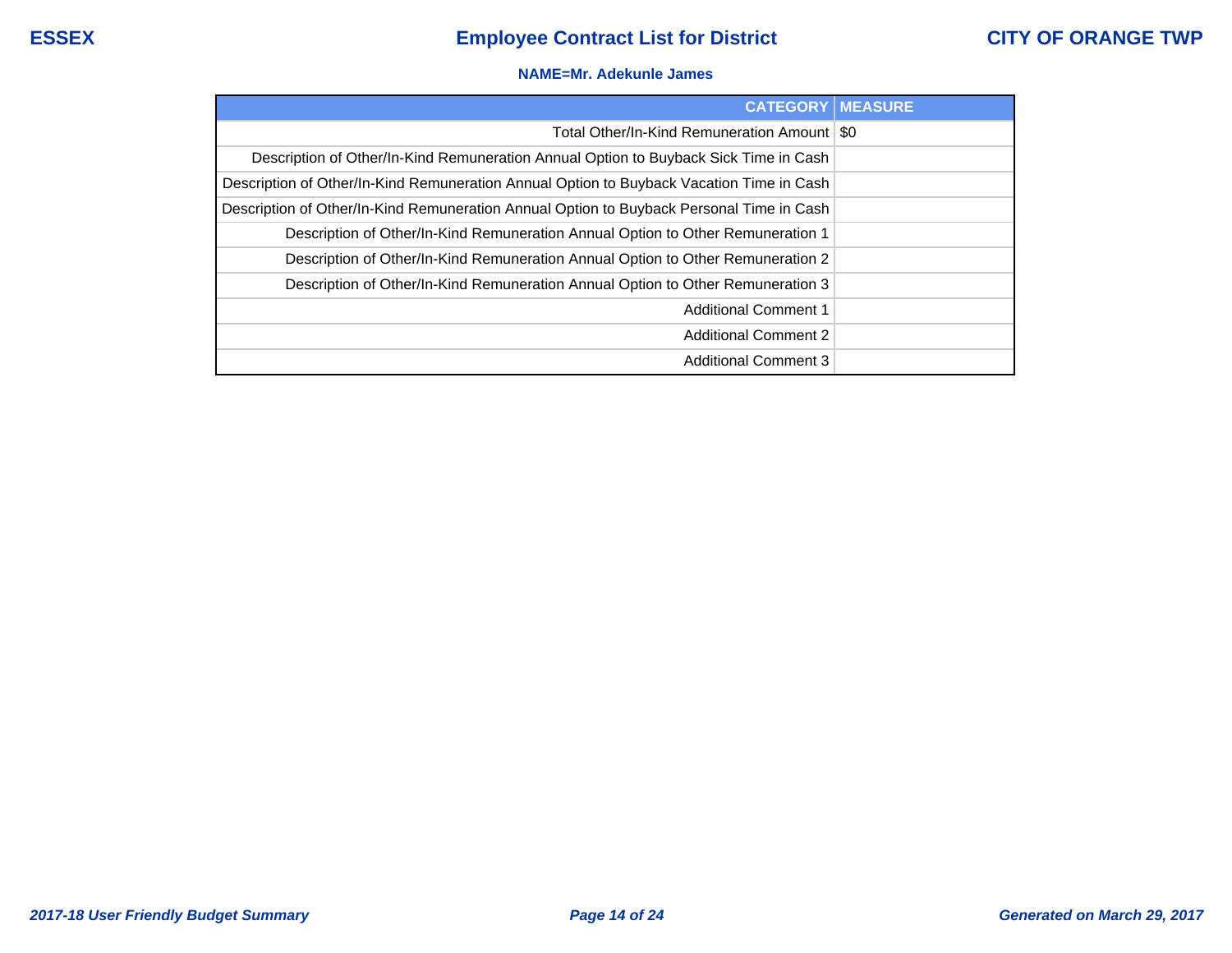**NAME=Mr. Adekunle James**

| CATEGORY | MEASURE |
|---|---|
| Total Other/In-Kind Remuneration Amount | $0 |
| Description of Other/In-Kind Remuneration Annual Option to Buyback Sick Time in Cash | |
| Description of Other/In-Kind Remuneration Annual Option to Buyback Vacation Time in Cash | |
| Description of Other/In-Kind Remuneration Annual Option to Buyback Personal Time in Cash | |
| Description of Other/In-Kind Remuneration Annual Option to Other Remuneration 1 | |
| Description of Other/In-Kind Remuneration Annual Option to Other Remuneration 2 | |
| Description of Other/In-Kind Remuneration Annual Option to Other Remuneration 3 | |
| Additional Comment 1 | |
| Additional Comment 2 | |
| Additional Comment 3 | |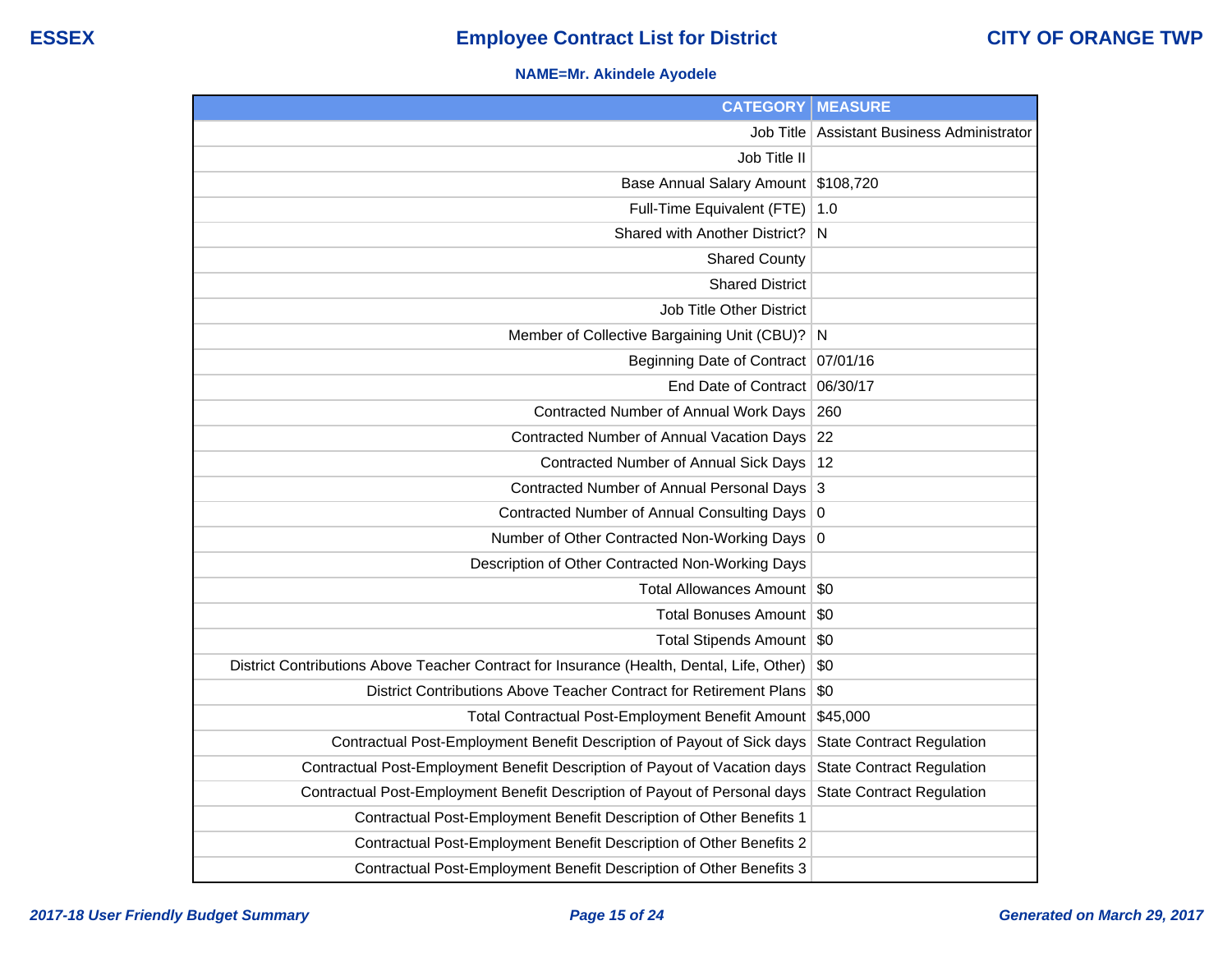# ESSEX — Employee Contract List for District — CITY OF ORANGE TWP

**NAME=Mr. Akindele Ayodele**

| CATEGORY | MEASURE |
|---|---|
| Job Title | Assistant Business Administrator |
| Job Title II | |
| Base Annual Salary Amount | $108,720 |
| Full-Time Equivalent (FTE) | 1.0 |
| Shared with Another District? | N |
| Shared County | |
| Shared District | |
| Job Title Other District | |
| Member of Collective Bargaining Unit (CBU)? | N |
| Beginning Date of Contract | 07/01/16 |
| End Date of Contract | 06/30/17 |
| Contracted Number of Annual Work Days | 260 |
| Contracted Number of Annual Vacation Days | 22 |
| Contracted Number of Annual Sick Days | 12 |
| Contracted Number of Annual Personal Days | 3 |
| Contracted Number of Annual Consulting Days | 0 |
| Number of Other Contracted Non-Working Days | 0 |
| Description of Other Contracted Non-Working Days | |
| Total Allowances Amount | $0 |
| Total Bonuses Amount | $0 |
| Total Stipends Amount | $0 |
| District Contributions Above Teacher Contract for Insurance (Health, Dental, Life, Other) | $0 |
| District Contributions Above Teacher Contract for Retirement Plans | $0 |
| Total Contractual Post-Employment Benefit Amount | $45,000 |
| Contractual Post-Employment Benefit Description of Payout of Sick days | State Contract Regulation |
| Contractual Post-Employment Benefit Description of Payout of Vacation days | State Contract Regulation |
| Contractual Post-Employment Benefit Description of Payout of Personal days | State Contract Regulation |
| Contractual Post-Employment Benefit Description of Other Benefits 1 | |
| Contractual Post-Employment Benefit Description of Other Benefits 2 | |
| Contractual Post-Employment Benefit Description of Other Benefits 3 | |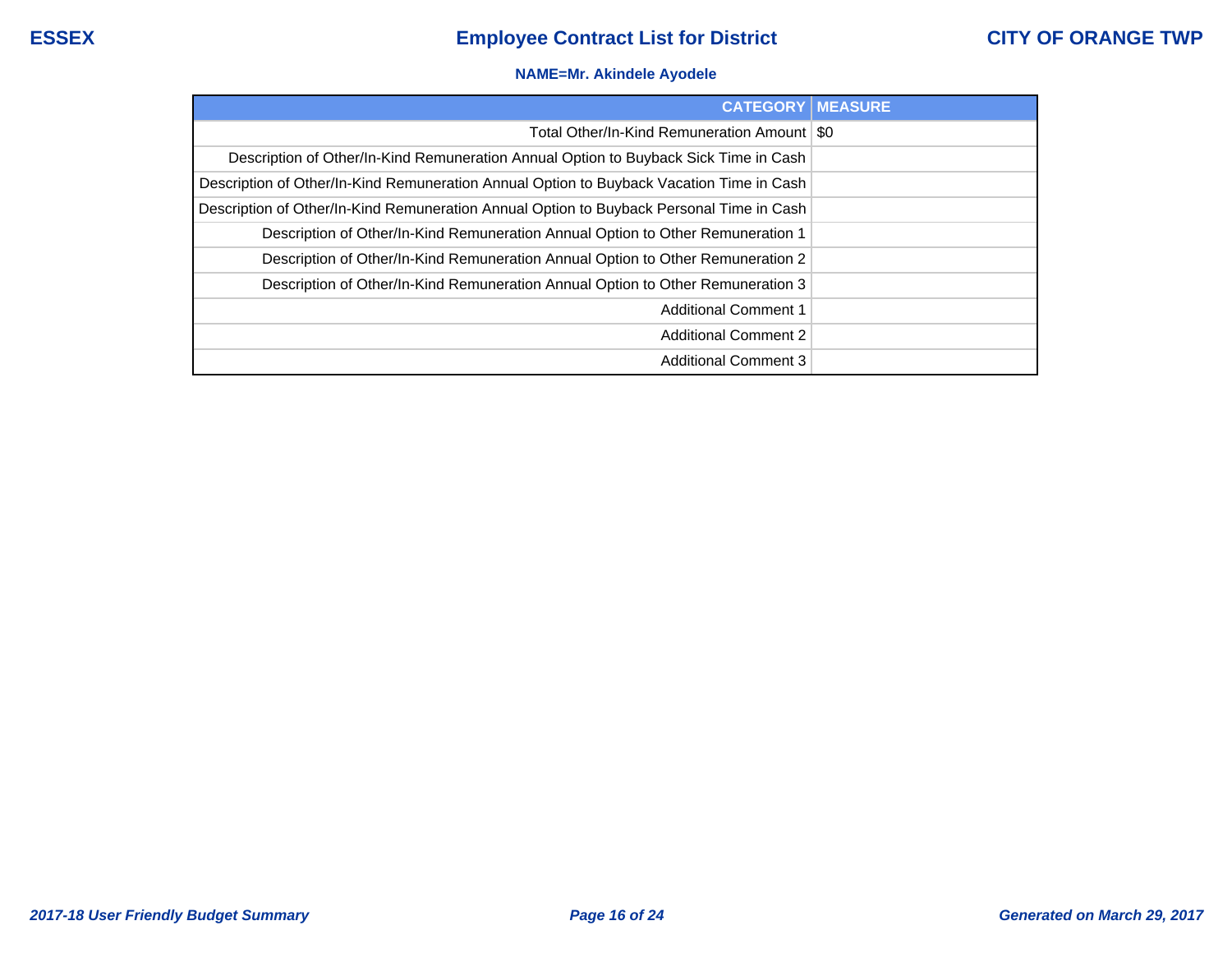**NAME=Mr. Akindele Ayodele**

| CATEGORY | MEASURE |
| --- | --- |
| Total Other/In-Kind Remuneration Amount | $0 |
| Description of Other/In-Kind Remuneration Annual Option to Buyback Sick Time in Cash | |
| Description of Other/In-Kind Remuneration Annual Option to Buyback Vacation Time in Cash | |
| Description of Other/In-Kind Remuneration Annual Option to Buyback Personal Time in Cash | |
| Description of Other/In-Kind Remuneration Annual Option to Other Remuneration 1 | |
| Description of Other/In-Kind Remuneration Annual Option to Other Remuneration 2 | |
| Description of Other/In-Kind Remuneration Annual Option to Other Remuneration 3 | |
| Additional Comment 1 | |
| Additional Comment 2 | |
| Additional Comment 3 | |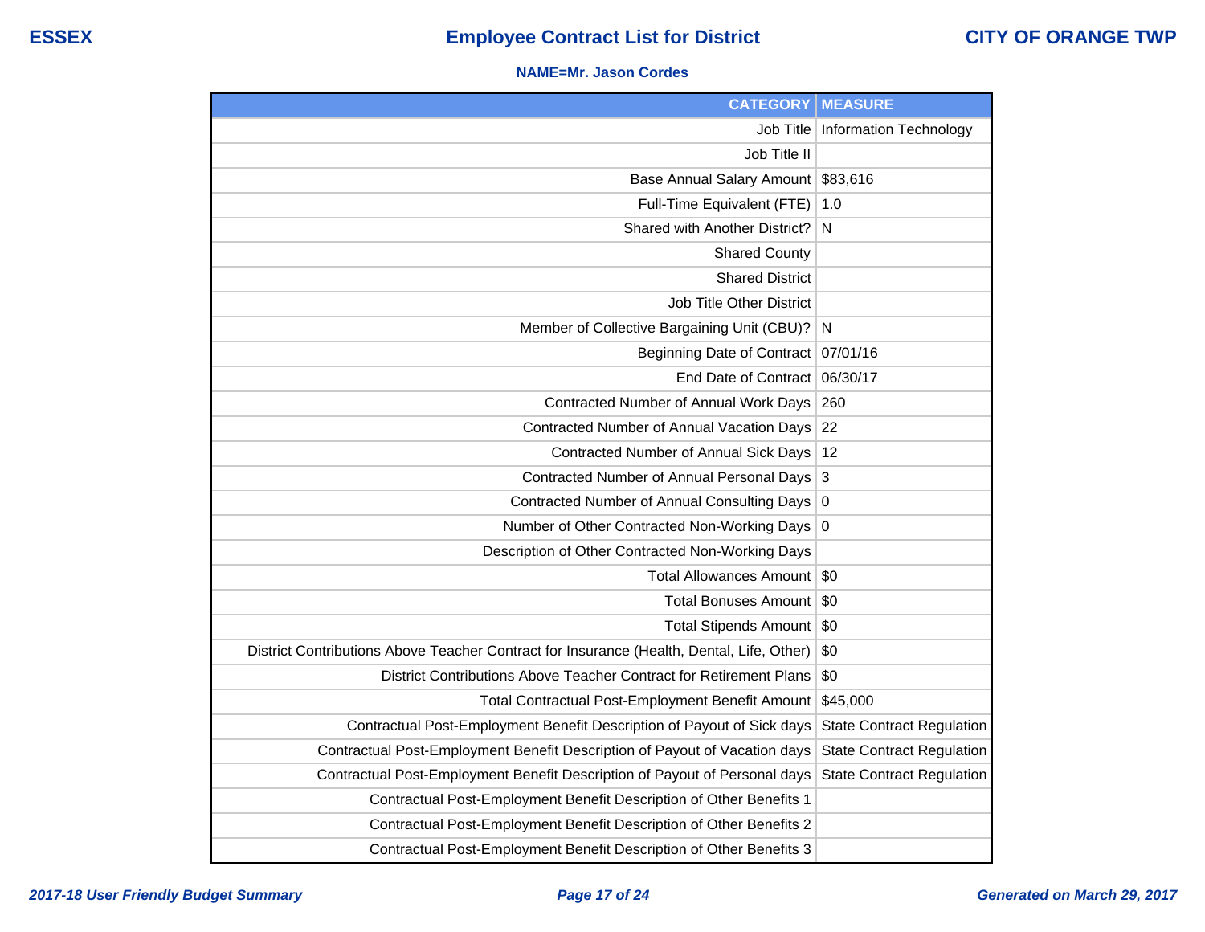ESSEX

# Employee Contract List for District

CITY OF ORANGE TWP

**NAME=Mr. Jason Cordes**

| CATEGORY | MEASURE |
|---|---|
| Job Title | Information Technology |
| Job Title II | |
| Base Annual Salary Amount | $83,616 |
| Full-Time Equivalent (FTE) | 1.0 |
| Shared with Another District? | N |
| Shared County | |
| Shared District | |
| Job Title Other District | |
| Member of Collective Bargaining Unit (CBU)? | N |
| Beginning Date of Contract | 07/01/16 |
| End Date of Contract | 06/30/17 |
| Contracted Number of Annual Work Days | 260 |
| Contracted Number of Annual Vacation Days | 22 |
| Contracted Number of Annual Sick Days | 12 |
| Contracted Number of Annual Personal Days | 3 |
| Contracted Number of Annual Consulting Days | 0 |
| Number of Other Contracted Non-Working Days | 0 |
| Description of Other Contracted Non-Working Days | |
| Total Allowances Amount | $0 |
| Total Bonuses Amount | $0 |
| Total Stipends Amount | $0 |
| District Contributions Above Teacher Contract for Insurance (Health, Dental, Life, Other) | $0 |
| District Contributions Above Teacher Contract for Retirement Plans | $0 |
| Total Contractual Post-Employment Benefit Amount | $45,000 |
| Contractual Post-Employment Benefit Description of Payout of Sick days | State Contract Regulation |
| Contractual Post-Employment Benefit Description of Payout of Vacation days | State Contract Regulation |
| Contractual Post-Employment Benefit Description of Payout of Personal days | State Contract Regulation |
| Contractual Post-Employment Benefit Description of Other Benefits 1 | |
| Contractual Post-Employment Benefit Description of Other Benefits 2 | |
| Contractual Post-Employment Benefit Description of Other Benefits 3 | |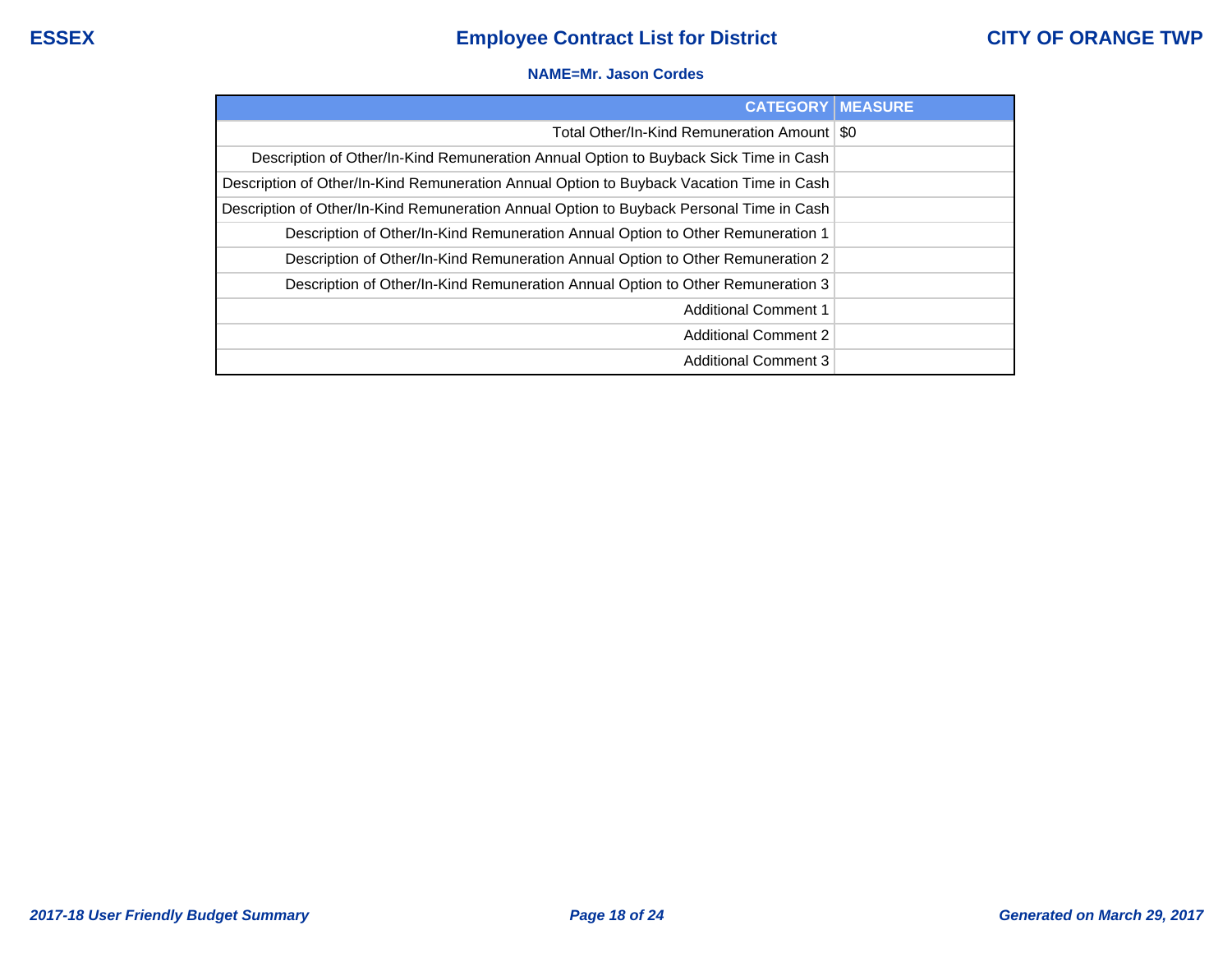**NAME=Mr. Jason Cordes**

| CATEGORY | MEASURE |
|---|---|
| Total Other/In-Kind Remuneration Amount | $0 |
| Description of Other/In-Kind Remuneration Annual Option to Buyback Sick Time in Cash | |
| Description of Other/In-Kind Remuneration Annual Option to Buyback Vacation Time in Cash | |
| Description of Other/In-Kind Remuneration Annual Option to Buyback Personal Time in Cash | |
| Description of Other/In-Kind Remuneration Annual Option to Other Remuneration 1 | |
| Description of Other/In-Kind Remuneration Annual Option to Other Remuneration 2 | |
| Description of Other/In-Kind Remuneration Annual Option to Other Remuneration 3 | |
| Additional Comment 1 | |
| Additional Comment 2 | |
| Additional Comment 3 | |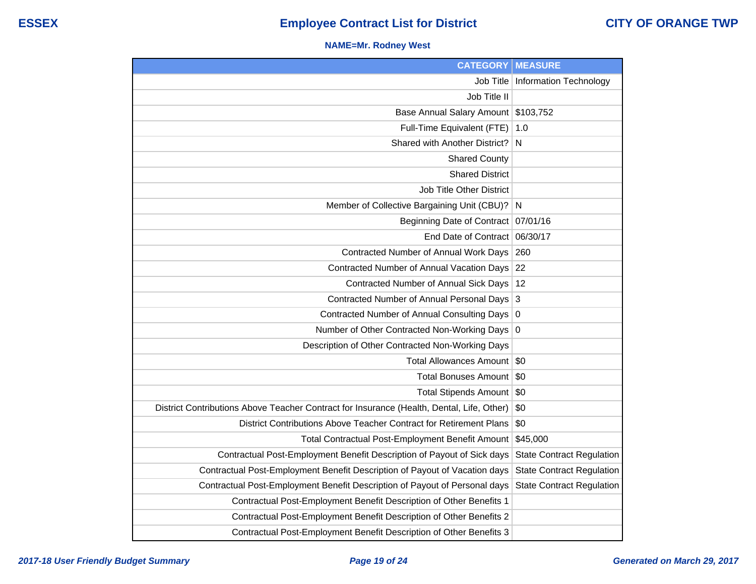# Employee Contract List for District

**ESSEX** — **CITY OF ORANGE TWP**

**NAME=Mr. Rodney West**

| CATEGORY | MEASURE |
|---|---|
| Job Title | Information Technology |
| Job Title II | |
| Base Annual Salary Amount | $103,752 |
| Full-Time Equivalent (FTE) | 1.0 |
| Shared with Another District? | N |
| Shared County | |
| Shared District | |
| Job Title Other District | |
| Member of Collective Bargaining Unit (CBU)? | N |
| Beginning Date of Contract | 07/01/16 |
| End Date of Contract | 06/30/17 |
| Contracted Number of Annual Work Days | 260 |
| Contracted Number of Annual Vacation Days | 22 |
| Contracted Number of Annual Sick Days | 12 |
| Contracted Number of Annual Personal Days | 3 |
| Contracted Number of Annual Consulting Days | 0 |
| Number of Other Contracted Non-Working Days | 0 |
| Description of Other Contracted Non-Working Days | |
| Total Allowances Amount | $0 |
| Total Bonuses Amount | $0 |
| Total Stipends Amount | $0 |
| District Contributions Above Teacher Contract for Insurance (Health, Dental, Life, Other) | $0 |
| District Contributions Above Teacher Contract for Retirement Plans | $0 |
| Total Contractual Post-Employment Benefit Amount | $45,000 |
| Contractual Post-Employment Benefit Description of Payout of Sick days | State Contract Regulation |
| Contractual Post-Employment Benefit Description of Payout of Vacation days | State Contract Regulation |
| Contractual Post-Employment Benefit Description of Payout of Personal days | State Contract Regulation |
| Contractual Post-Employment Benefit Description of Other Benefits 1 | |
| Contractual Post-Employment Benefit Description of Other Benefits 2 | |
| Contractual Post-Employment Benefit Description of Other Benefits 3 | |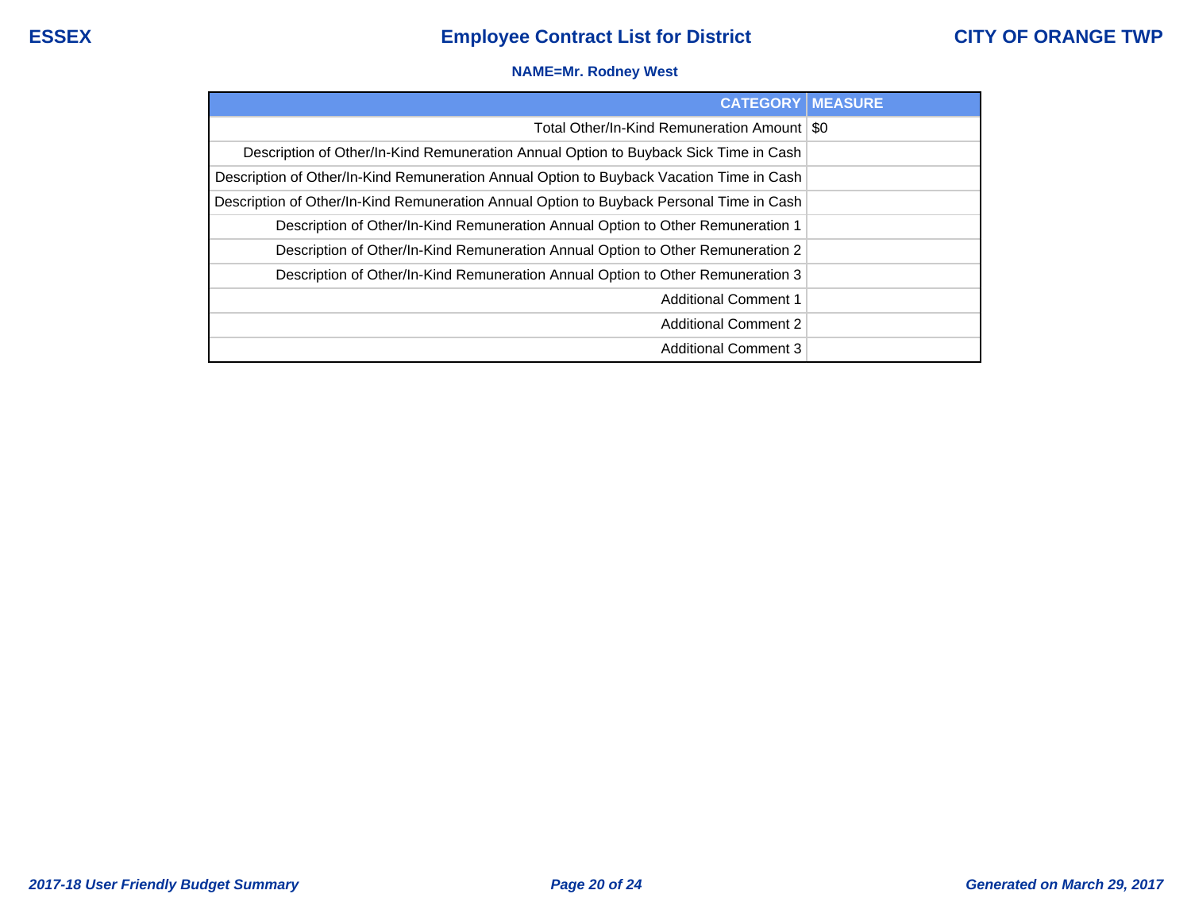**NAME=Mr. Rodney West**

| CATEGORY | MEASURE |
|---|---|
| Total Other/In-Kind Remuneration Amount | $0 |
| Description of Other/In-Kind Remuneration Annual Option to Buyback Sick Time in Cash | |
| Description of Other/In-Kind Remuneration Annual Option to Buyback Vacation Time in Cash | |
| Description of Other/In-Kind Remuneration Annual Option to Buyback Personal Time in Cash | |
| Description of Other/In-Kind Remuneration Annual Option to Other Remuneration 1 | |
| Description of Other/In-Kind Remuneration Annual Option to Other Remuneration 2 | |
| Description of Other/In-Kind Remuneration Annual Option to Other Remuneration 3 | |
| Additional Comment 1 | |
| Additional Comment 2 | |
| Additional Comment 3 | |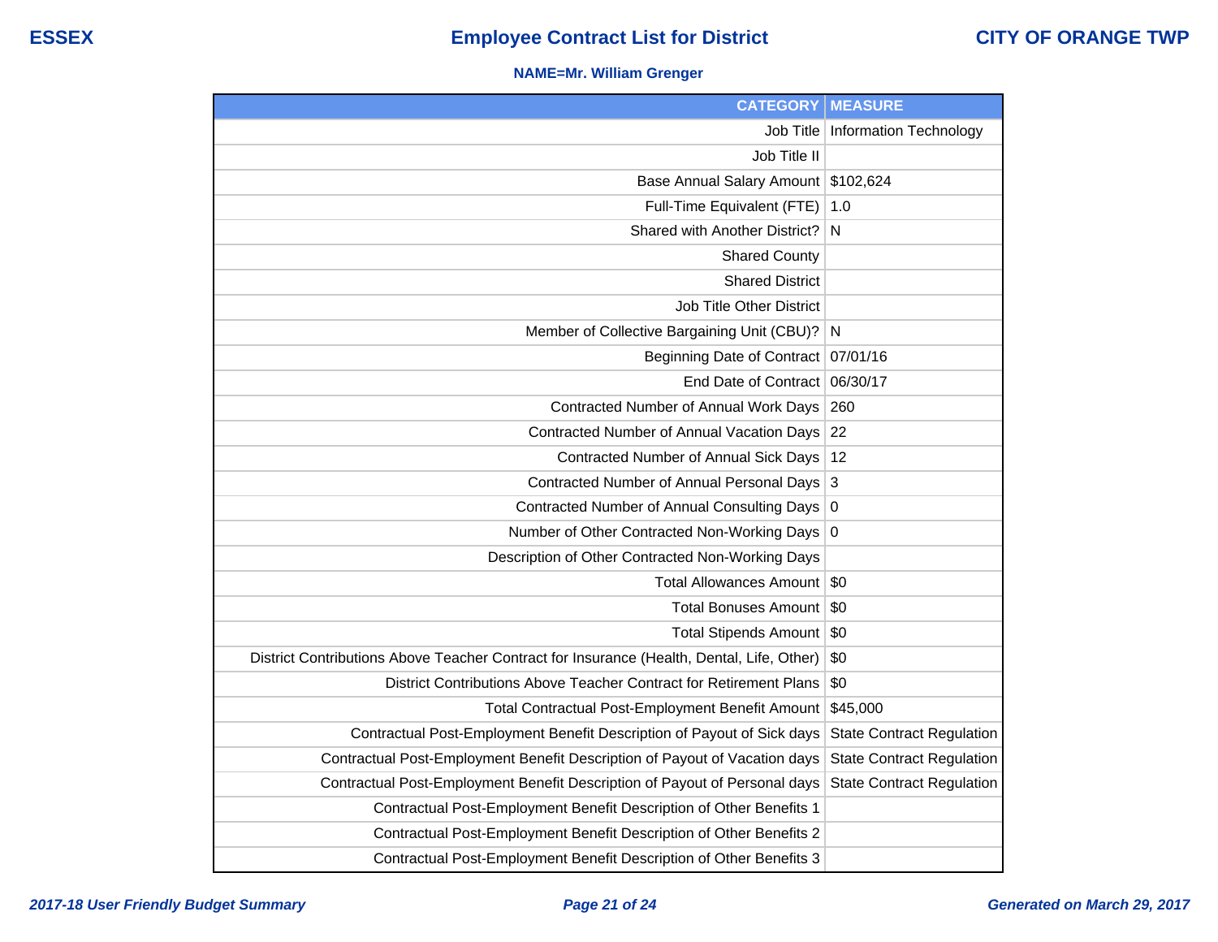ESSEX | **Employee Contract List for District** | CITY OF ORANGE TWP

**NAME=Mr. William Grenger**

| CATEGORY | MEASURE |
|---|---|
| Job Title | Information Technology |
| Job Title II | |
| Base Annual Salary Amount | $102,624 |
| Full-Time Equivalent (FTE) | 1.0 |
| Shared with Another District? | N |
| Shared County | |
| Shared District | |
| Job Title Other District | |
| Member of Collective Bargaining Unit (CBU)? | N |
| Beginning Date of Contract | 07/01/16 |
| End Date of Contract | 06/30/17 |
| Contracted Number of Annual Work Days | 260 |
| Contracted Number of Annual Vacation Days | 22 |
| Contracted Number of Annual Sick Days | 12 |
| Contracted Number of Annual Personal Days | 3 |
| Contracted Number of Annual Consulting Days | 0 |
| Number of Other Contracted Non-Working Days | 0 |
| Description of Other Contracted Non-Working Days | |
| Total Allowances Amount | $0 |
| Total Bonuses Amount | $0 |
| Total Stipends Amount | $0 |
| District Contributions Above Teacher Contract for Insurance (Health, Dental, Life, Other) | $0 |
| District Contributions Above Teacher Contract for Retirement Plans | $0 |
| Total Contractual Post-Employment Benefit Amount | $45,000 |
| Contractual Post-Employment Benefit Description of Payout of Sick days | State Contract Regulation |
| Contractual Post-Employment Benefit Description of Payout of Vacation days | State Contract Regulation |
| Contractual Post-Employment Benefit Description of Payout of Personal days | State Contract Regulation |
| Contractual Post-Employment Benefit Description of Other Benefits 1 | |
| Contractual Post-Employment Benefit Description of Other Benefits 2 | |
| Contractual Post-Employment Benefit Description of Other Benefits 3 | |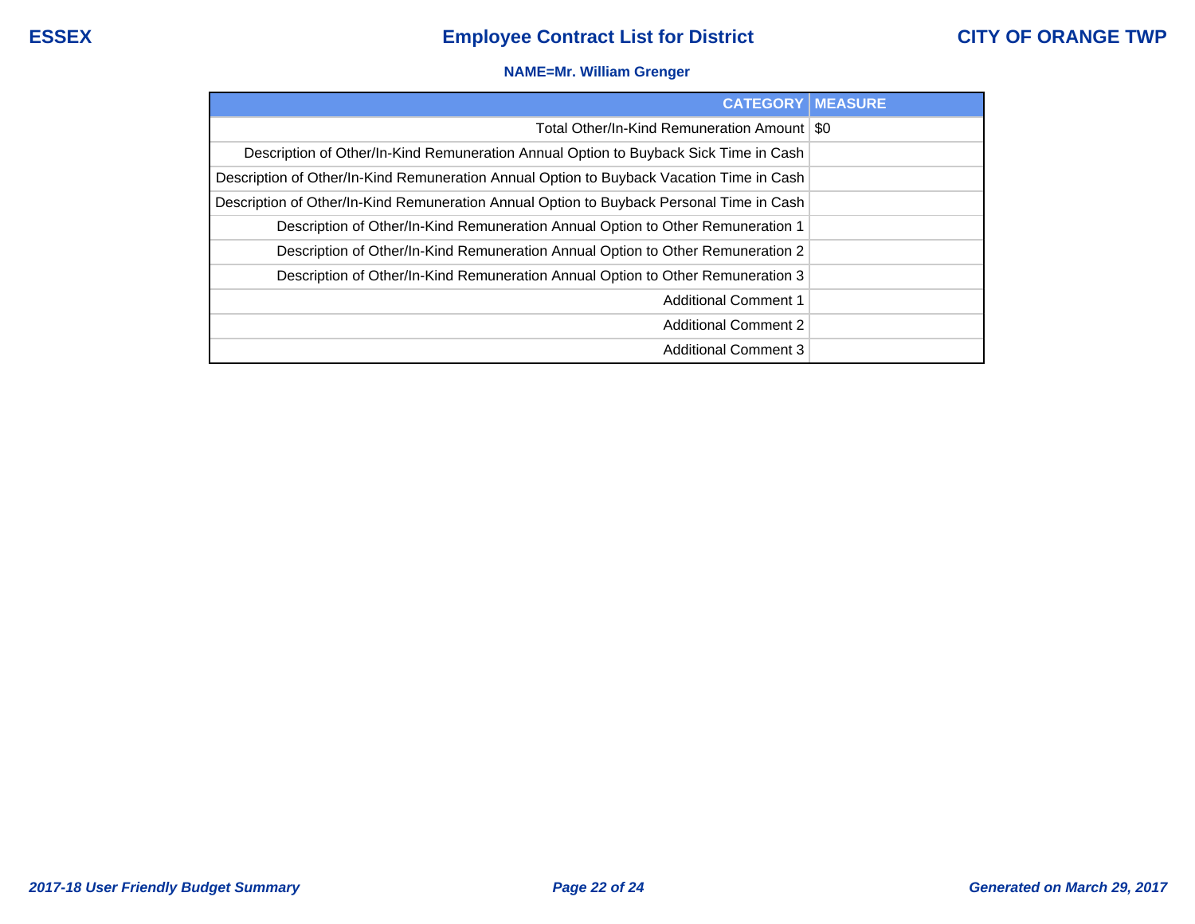# ESSEX — Employee Contract List for District — CITY OF ORANGE TWP

**NAME=Mr. William Grenger**

| CATEGORY | MEASURE |
|---|---|
| Total Other/In-Kind Remuneration Amount | $0 |
| Description of Other/In-Kind Remuneration Annual Option to Buyback Sick Time in Cash | |
| Description of Other/In-Kind Remuneration Annual Option to Buyback Vacation Time in Cash | |
| Description of Other/In-Kind Remuneration Annual Option to Buyback Personal Time in Cash | |
| Description of Other/In-Kind Remuneration Annual Option to Other Remuneration 1 | |
| Description of Other/In-Kind Remuneration Annual Option to Other Remuneration 2 | |
| Description of Other/In-Kind Remuneration Annual Option to Other Remuneration 3 | |
| Additional Comment 1 | |
| Additional Comment 2 | |
| Additional Comment 3 | |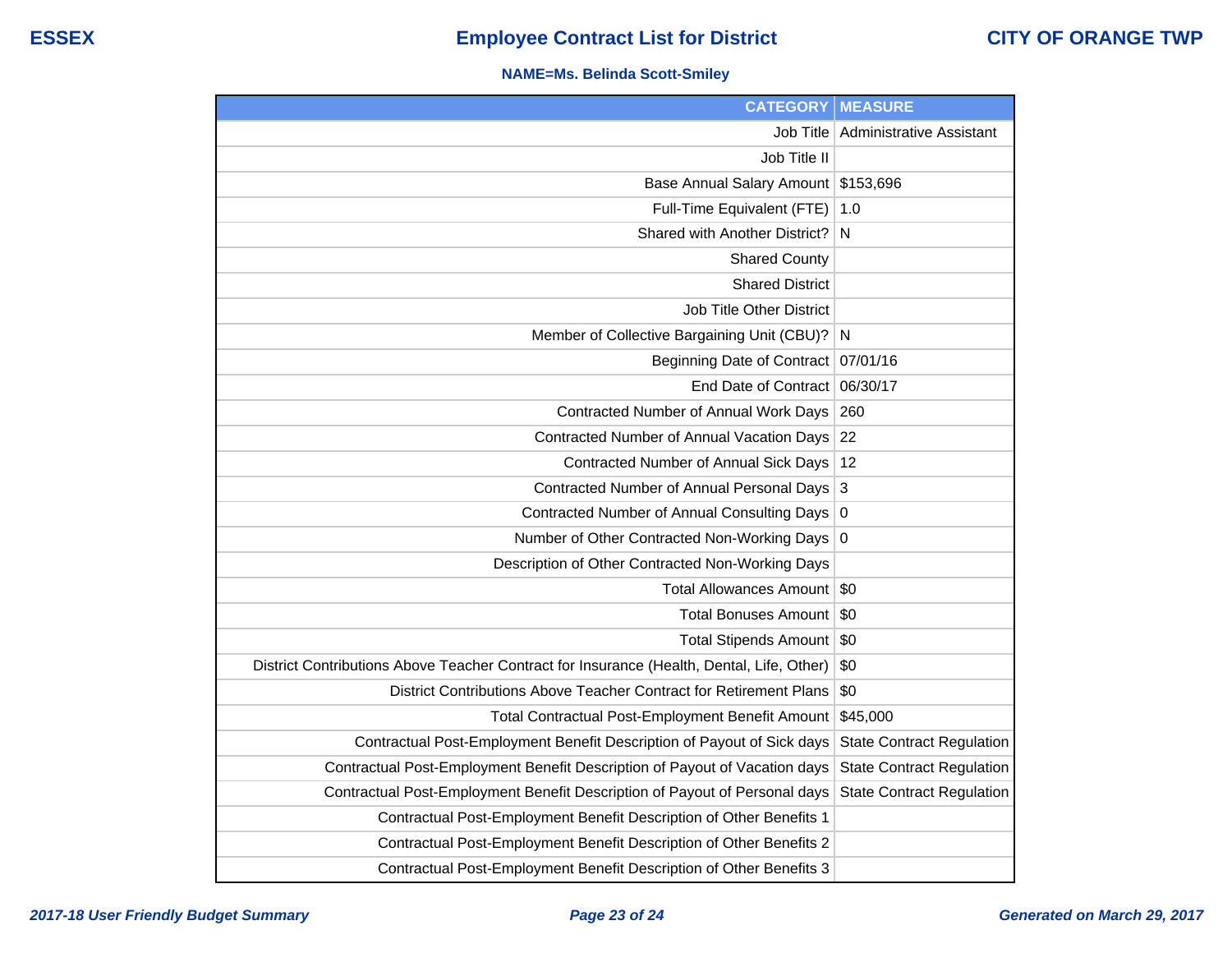**ESSEX** | **Employee Contract List for District** | **CITY OF ORANGE TWP**

**NAME=Ms. Belinda Scott-Smiley**

| CATEGORY | MEASURE |
| ---: | --- |
| Job Title | Administrative Assistant |
| Job Title II | |
| Base Annual Salary Amount | $153,696 |
| Full-Time Equivalent (FTE) | 1.0 |
| Shared with Another District? | N |
| Shared County | |
| Shared District | |
| Job Title Other District | |
| Member of Collective Bargaining Unit (CBU)? | N |
| Beginning Date of Contract | 07/01/16 |
| End Date of Contract | 06/30/17 |
| Contracted Number of Annual Work Days | 260 |
| Contracted Number of Annual Vacation Days | 22 |
| Contracted Number of Annual Sick Days | 12 |
| Contracted Number of Annual Personal Days | 3 |
| Contracted Number of Annual Consulting Days | 0 |
| Number of Other Contracted Non-Working Days | 0 |
| Description of Other Contracted Non-Working Days | |
| Total Allowances Amount | $0 |
| Total Bonuses Amount | $0 |
| Total Stipends Amount | $0 |
| District Contributions Above Teacher Contract for Insurance (Health, Dental, Life, Other) | $0 |
| District Contributions Above Teacher Contract for Retirement Plans | $0 |
| Total Contractual Post-Employment Benefit Amount | $45,000 |
| Contractual Post-Employment Benefit Description of Payout of Sick days | State Contract Regulation |
| Contractual Post-Employment Benefit Description of Payout of Vacation days | State Contract Regulation |
| Contractual Post-Employment Benefit Description of Payout of Personal days | State Contract Regulation |
| Contractual Post-Employment Benefit Description of Other Benefits 1 | |
| Contractual Post-Employment Benefit Description of Other Benefits 2 | |
| Contractual Post-Employment Benefit Description of Other Benefits 3 | |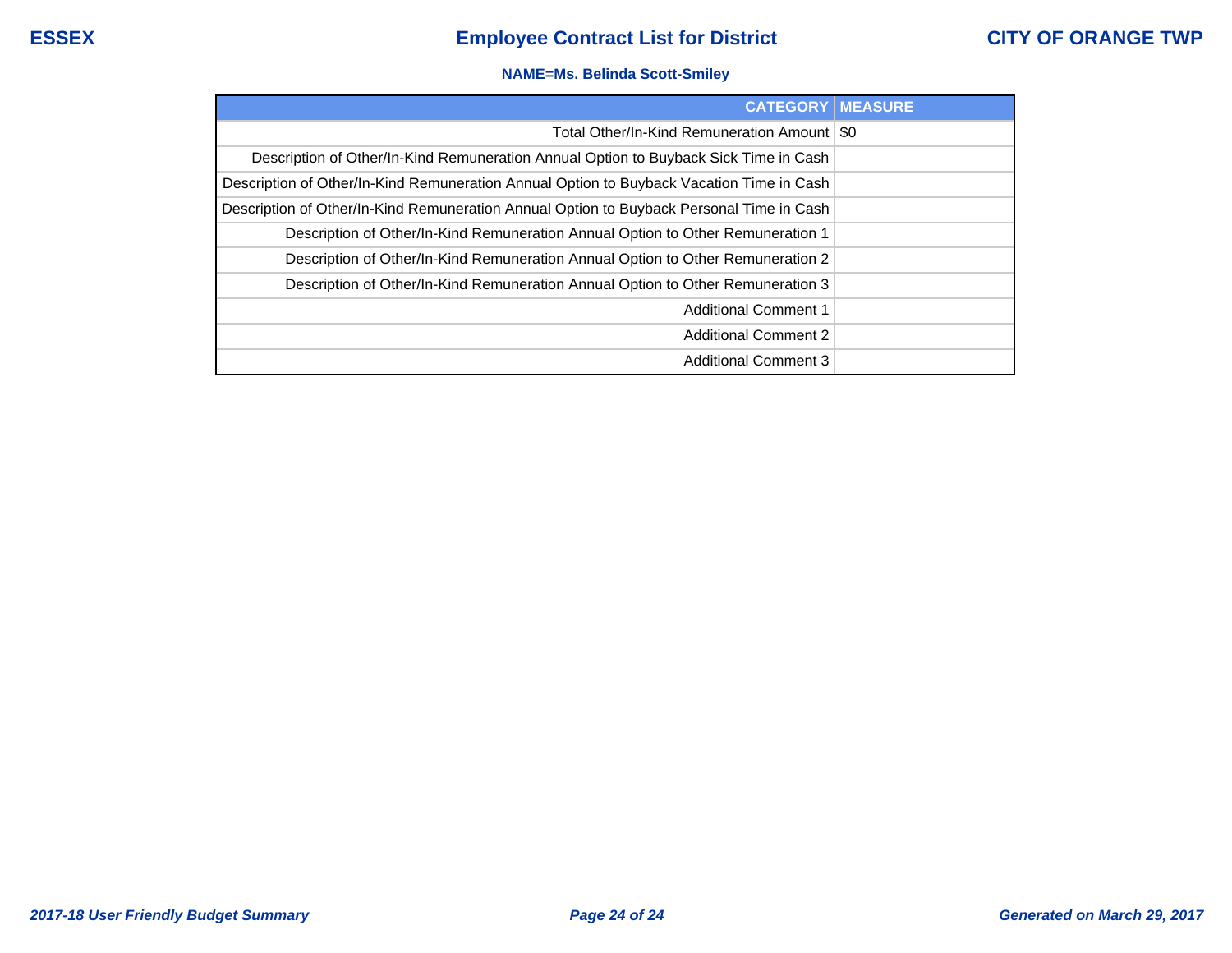**NAME=Ms. Belinda Scott-Smiley**

| CATEGORY | MEASURE |
| --- | --- |
| Total Other/In-Kind Remuneration Amount | $0 |
| Description of Other/In-Kind Remuneration Annual Option to Buyback Sick Time in Cash | |
| Description of Other/In-Kind Remuneration Annual Option to Buyback Vacation Time in Cash | |
| Description of Other/In-Kind Remuneration Annual Option to Buyback Personal Time in Cash | |
| Description of Other/In-Kind Remuneration Annual Option to Other Remuneration 1 | |
| Description of Other/In-Kind Remuneration Annual Option to Other Remuneration 2 | |
| Description of Other/In-Kind Remuneration Annual Option to Other Remuneration 3 | |
| Additional Comment 1 | |
| Additional Comment 2 | |
| Additional Comment 3 | |